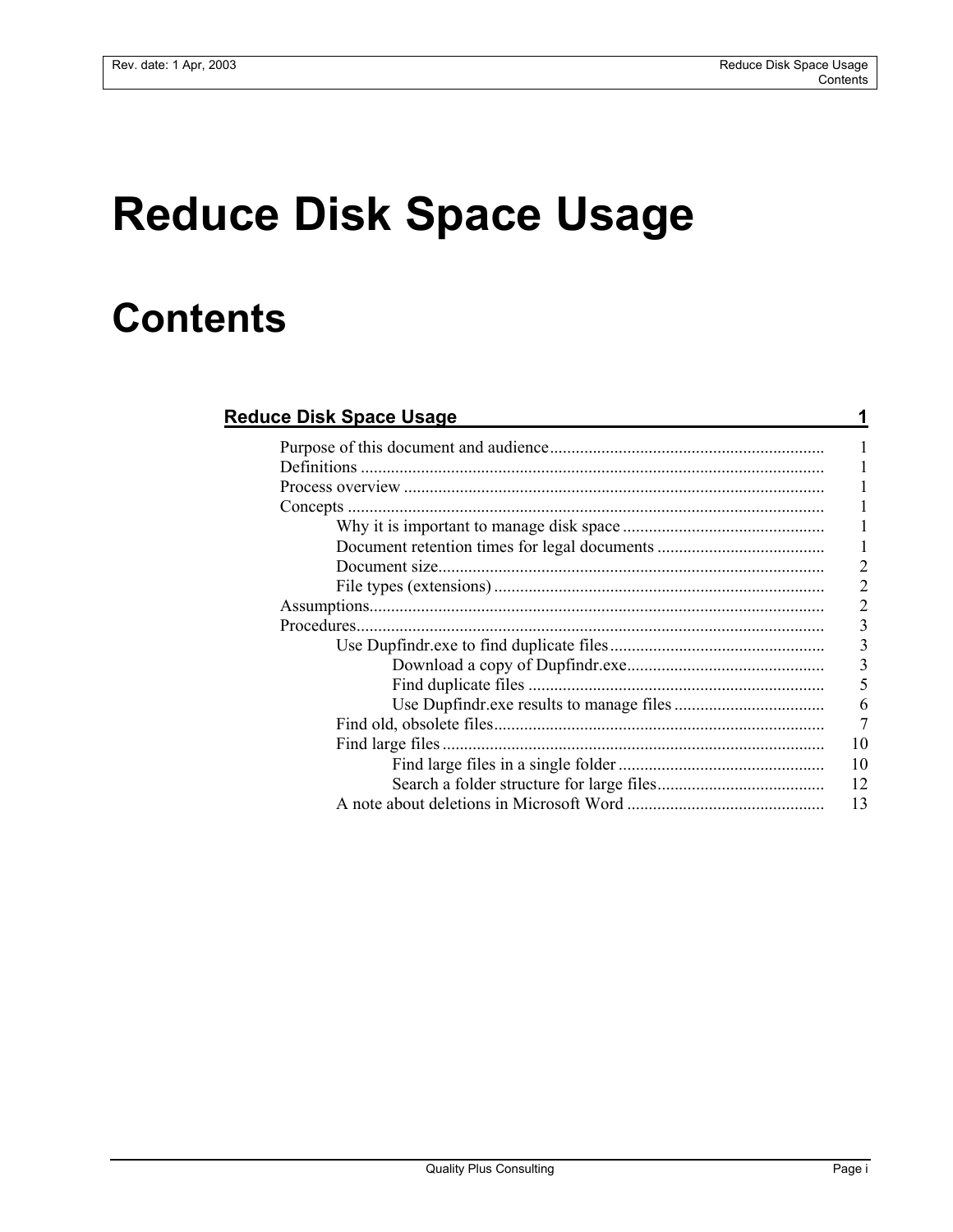# Reduce Disk Space Usage

# Contents

**Reduce Disk Space Usage** 1

- Purpose of this document and audience 1
- Definitions 1
- Process overview 1
- Concepts 1
  - Why it is important to manage disk space 1
  - Document retention times for legal documents 1
  - Document size 2
  - File types (extensions) 2
- Assumptions 2
- Procedures 3
  - Use Dupfindr.exe to find duplicate files 3
    - Download a copy of Dupfindr.exe 3
    - Find duplicate files 5
    - Use Dupfindr.exe results to manage files 6
  - Find old, obsolete files 7
  - Find large files 10
    - Find large files in a single folder 10
    - Search a folder structure for large files 12
  - A note about deletions in Microsoft Word 13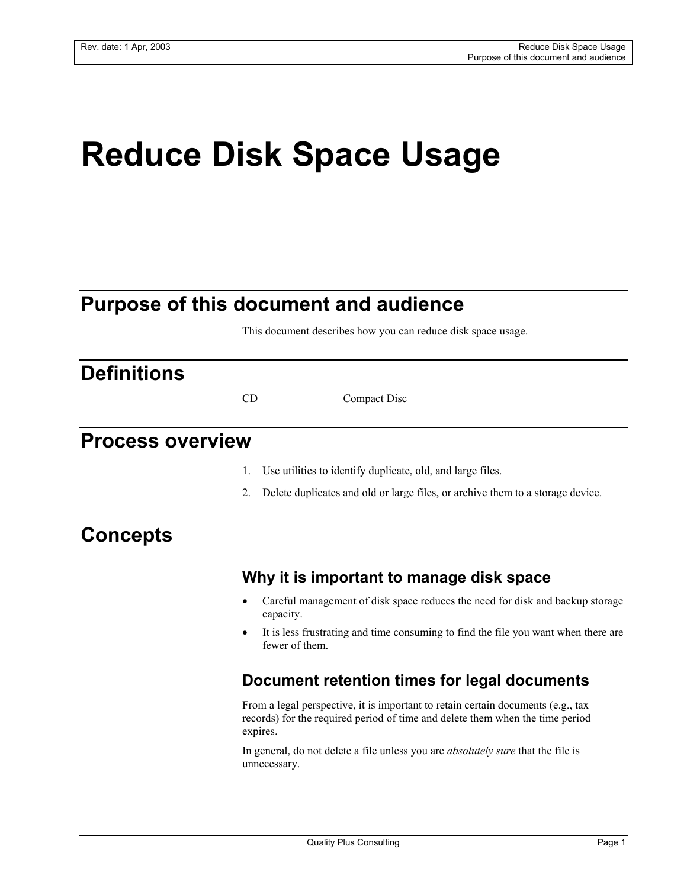# Reduce Disk Space Usage

## Purpose of this document and audience

This document describes how you can reduce disk space usage.

## Definitions

| | |
|---|---|
| CD | Compact Disc |

## Process overview

1. Use utilities to identify duplicate, old, and large files.
2. Delete duplicates and old or large files, or archive them to a storage device.

## Concepts

### Why it is important to manage disk space

- Careful management of disk space reduces the need for disk and backup storage capacity.
- It is less frustrating and time consuming to find the file you want when there are fewer of them.

### Document retention times for legal documents

From a legal perspective, it is important to retain certain documents (e.g., tax records) for the required period of time and delete them when the time period expires.

In general, do not delete a file unless you are *absolutely sure* that the file is unnecessary.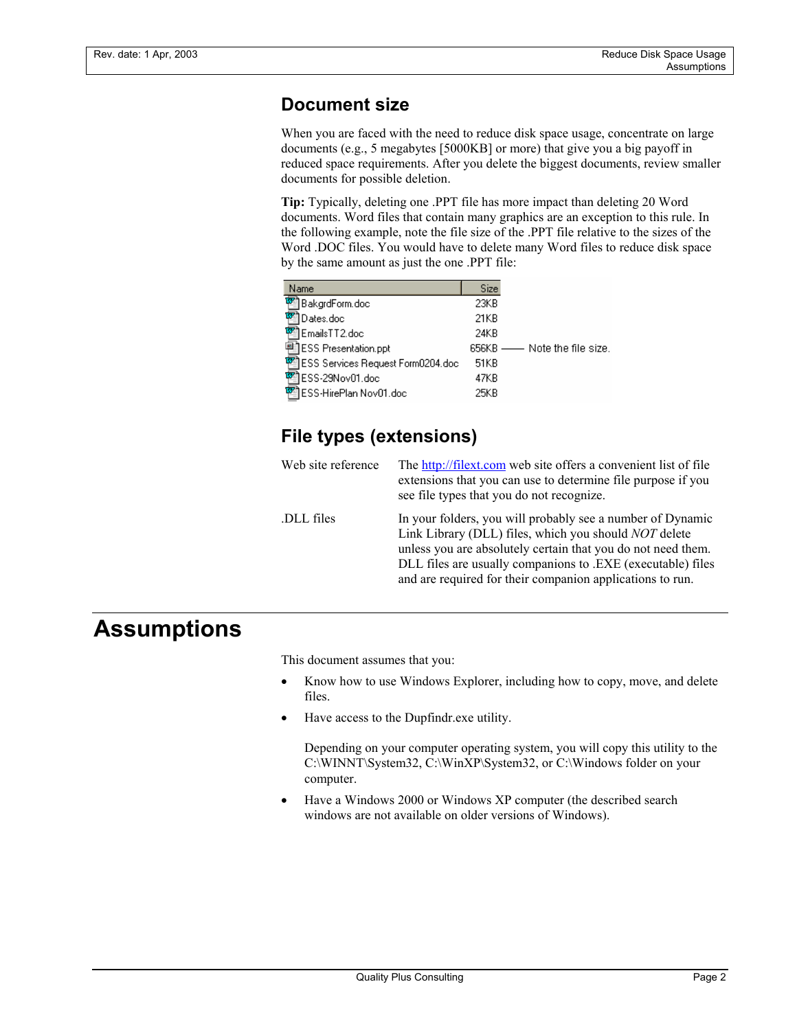## Document size

When you are faced with the need to reduce disk space usage, concentrate on large documents (e.g., 5 megabytes [5000KB] or more) that give you a big payoff in reduced space requirements. After you delete the biggest documents, review smaller documents for possible deletion.

**Tip:** Typically, deleting one .PPT file has more impact than deleting 20 Word documents. Word files that contain many graphics are an exception to this rule. In the following example, note the file size of the .PPT file relative to the sizes of the Word .DOC files. You would have to delete many Word files to reduce disk space by the same amount as just the one .PPT file:

| Name | Size | |
|---|---|---|
| BakgrdForm.doc | 23KB | |
| Dates.doc | 21KB | |
| EmailsTT2.doc | 24KB | |
| ESS Presentation.ppt | 656KB | Note the file size. |
| ESS Services Request Form0204.doc | 51KB | |
| ESS-29Nov01.doc | 47KB | |
| ESS-HirePlan Nov01.doc | 25KB | |

## File types (extensions)

| | |
|---|---|
| Web site reference | The http://filext.com web site offers a convenient list of file extensions that you can use to determine file purpose if you see file types that you do not recognize. |
| .DLL files | In your folders, you will probably see a number of Dynamic Link Library (DLL) files, which you should *NOT* delete unless you are absolutely certain that you do not need them. DLL files are usually companions to .EXE (executable) files and are required for their companion applications to run. |

# Assumptions

This document assumes that you:

- Know how to use Windows Explorer, including how to copy, move, and delete files.
- Have access to the Dupfindr.exe utility.

  Depending on your computer operating system, you will copy this utility to the C:\WINNT\System32, C:\WinXP\System32, or C:\Windows folder on your computer.
- Have a Windows 2000 or Windows XP computer (the described search windows are not available on older versions of Windows).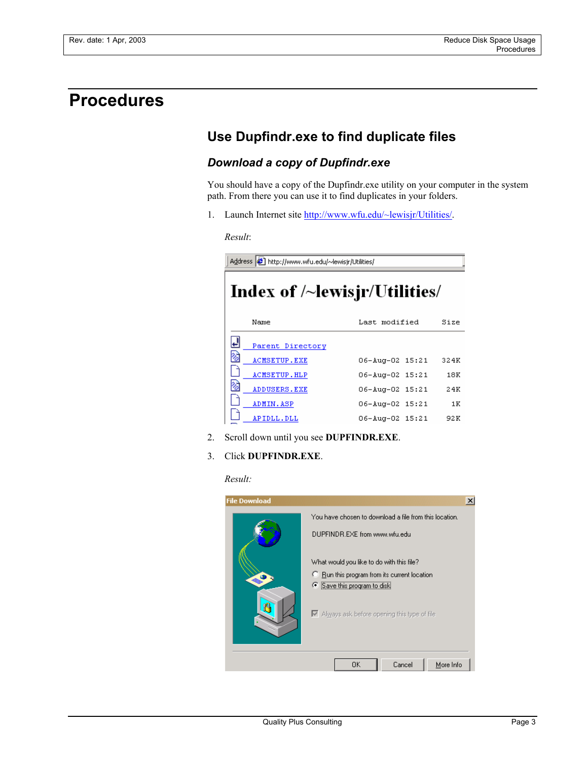# Procedures

## Use Dupfindr.exe to find duplicate files

### *Download a copy of Dupfindr.exe*

You should have a copy of the Dupfindr.exe utility on your computer in the system path. From there you can use it to find duplicates in your folders.

1. Launch Internet site http://www.wfu.edu/~lewisjr/Utilities/.

   *Result*:

2. Scroll down until you see **DUPFINDR.EXE**.

3. Click **DUPFINDR.EXE**.

   *Result:*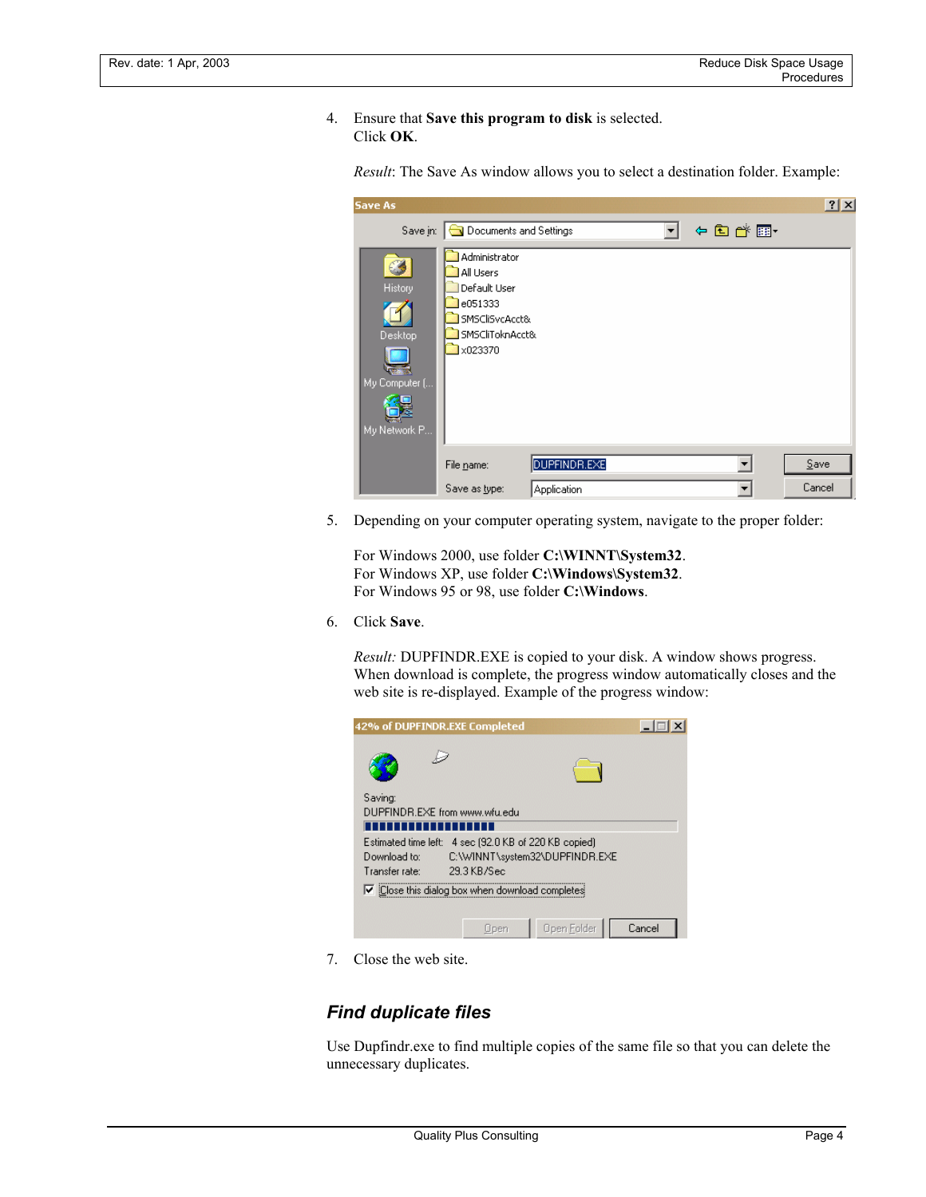4. Ensure that **Save this program to disk** is selected. Click **OK**.

   *Result*: The Save As window allows you to select a destination folder. Example:

5. Depending on your computer operating system, navigate to the proper folder:

   For Windows 2000, use folder **C:\WINNT\System32**.
   For Windows XP, use folder **C:\Windows\System32**.
   For Windows 95 or 98, use folder **C:\Windows**.

6. Click **Save**.

   *Result:* DUPFINDR.EXE is copied to your disk. A window shows progress. When download is complete, the progress window automatically closes and the web site is re-displayed. Example of the progress window:

7. Close the web site.

## *Find duplicate files*

Use Dupfindr.exe to find multiple copies of the same file so that you can delete the unnecessary duplicates.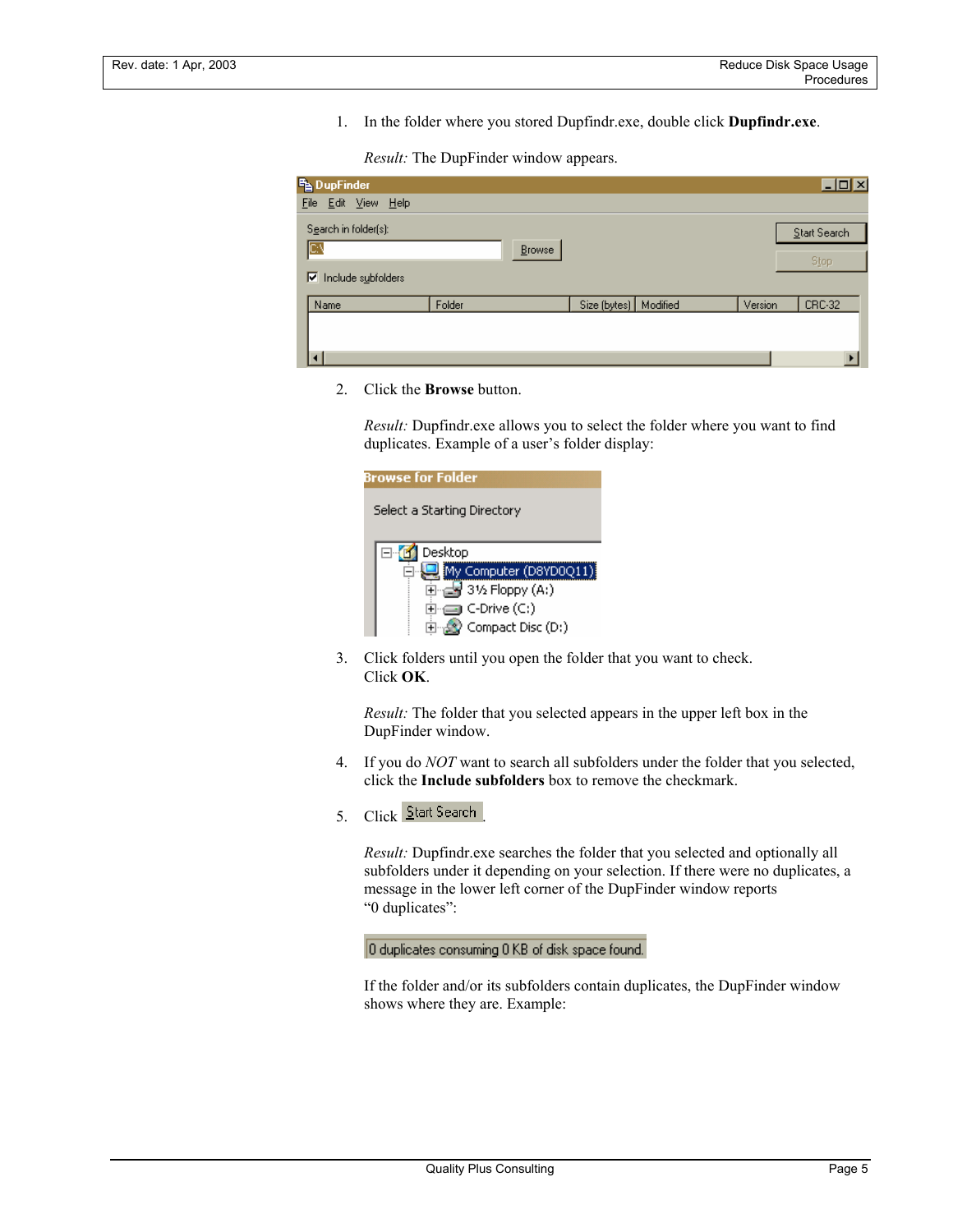1. In the folder where you stored Dupfindr.exe, double click **Dupfindr.exe**.

   *Result:* The DupFinder window appears.

2. Click the **Browse** button.

   *Result:* Dupfindr.exe allows you to select the folder where you want to find duplicates. Example of a user's folder display:

3. Click folders until you open the folder that you want to check. Click **OK**.

   *Result:* The folder that you selected appears in the upper left box in the DupFinder window.

4. If you do *NOT* want to search all subfolders under the folder that you selected, click the **Include subfolders** box to remove the checkmark.

5. Click Start Search.

   *Result:* Dupfindr.exe searches the folder that you selected and optionally all subfolders under it depending on your selection. If there were no duplicates, a message in the lower left corner of the DupFinder window reports "0 duplicates":

   0 duplicates consuming 0 KB of disk space found.

   If the folder and/or its subfolders contain duplicates, the DupFinder window shows where they are. Example: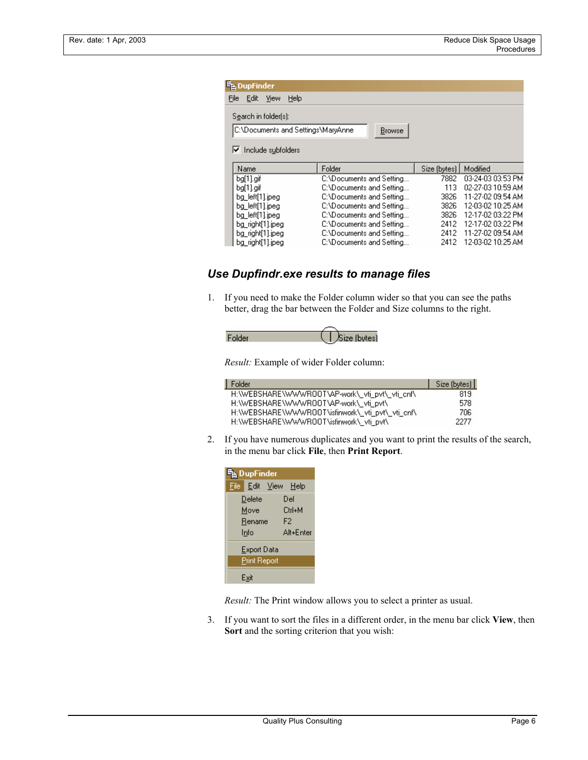## Use Dupfindr.exe results to manage files

1. If you need to make the Folder column wider so that you can see the paths better, drag the bar between the Folder and Size columns to the right.

   *Result:* Example of wider Folder column:

2. If you have numerous duplicates and you want to print the results of the search, in the menu bar click **File**, then **Print Report**.

   *Result:* The Print window allows you to select a printer as usual.

3. If you want to sort the files in a different order, in the menu bar click **View**, then **Sort** and the sorting criterion that you wish: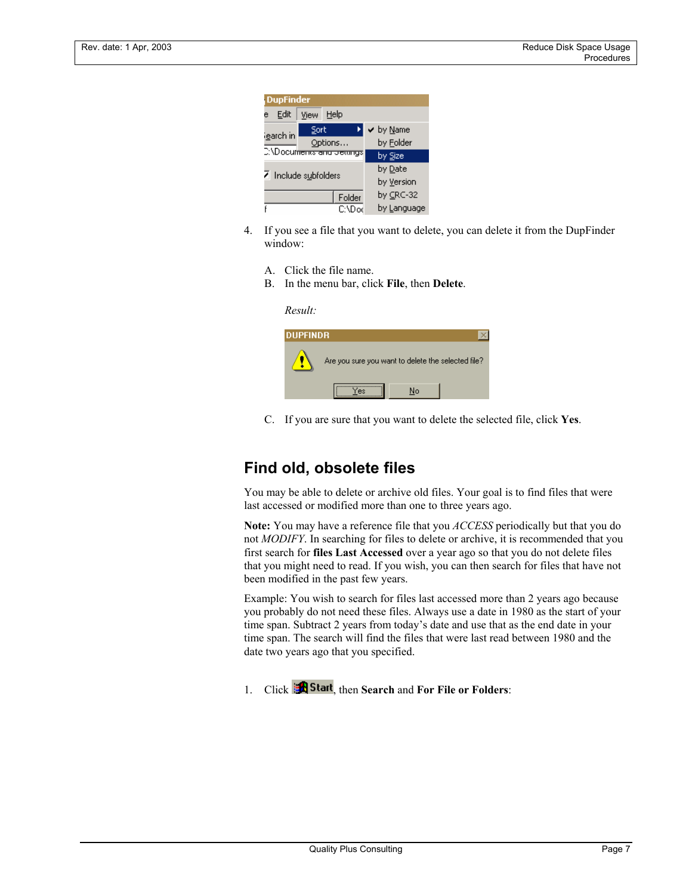4. If you see a file that you want to delete, you can delete it from the DupFinder window:

   A. Click the file name.
   B. In the menu bar, click **File**, then **Delete**.

   *Result:*

   C. If you are sure that you want to delete the selected file, click **Yes**.

## Find old, obsolete files

You may be able to delete or archive old files. Your goal is to find files that were last accessed or modified more than one to three years ago.

**Note:** You may have a reference file that you *ACCESS* periodically but that you do not *MODIFY*. In searching for files to delete or archive, it is recommended that you first search for **files Last Accessed** over a year ago so that you do not delete files that you might need to read. If you wish, you can then search for files that have not been modified in the past few years.

Example: You wish to search for files last accessed more than 2 years ago because you probably do not need these files. Always use a date in 1980 as the start of your time span. Subtract 2 years from today's date and use that as the end date in your time span. The search will find the files that were last read between 1980 and the date two years ago that you specified.

1. Click **Start**, then **Search** and **For File or Folders**: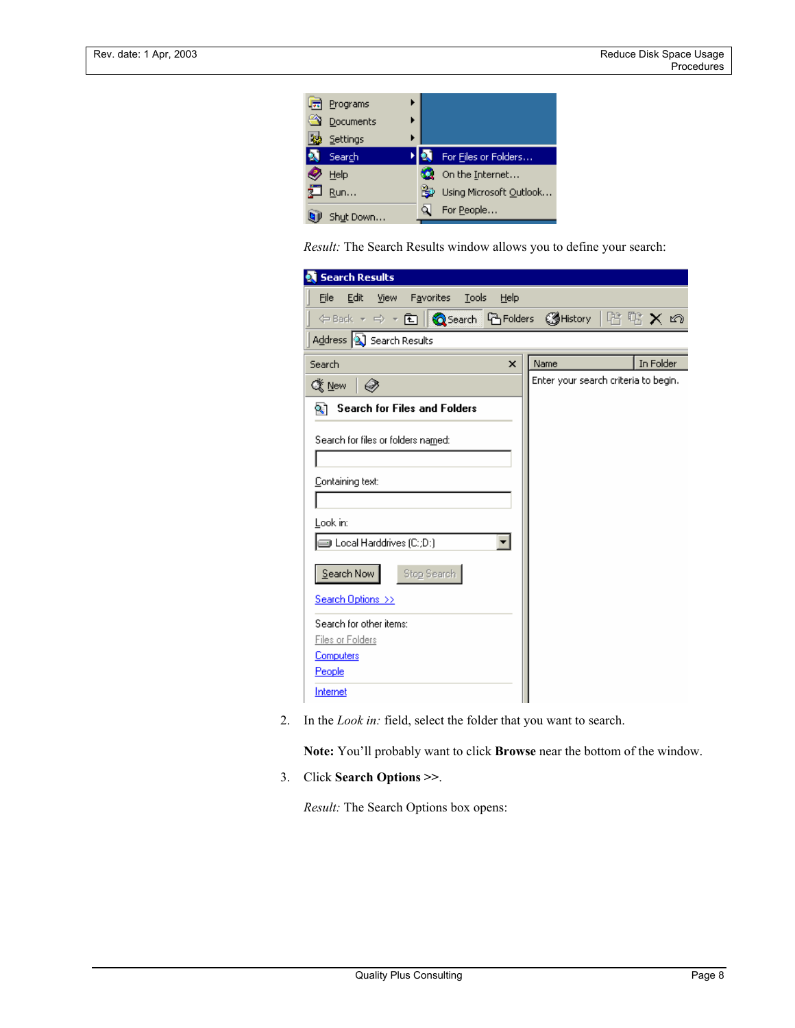*Result:* The Search Results window allows you to define your search:

2. In the *Look in:* field, select the folder that you want to search.

   **Note:** You'll probably want to click **Browse** near the bottom of the window.

3. Click **Search Options** >>.

   *Result:* The Search Options box opens: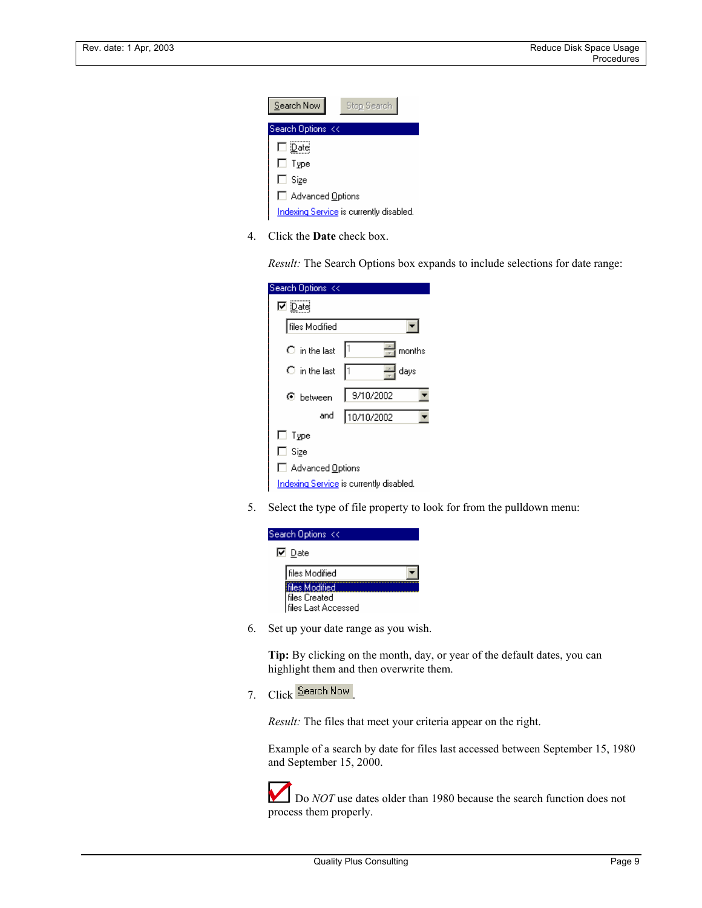4. Click the **Date** check box.

   *Result:* The Search Options box expands to include selections for date range:

5. Select the type of file property to look for from the pulldown menu:

6. Set up your date range as you wish.

   **Tip:** By clicking on the month, day, or year of the default dates, you can highlight them and then overwrite them.

7. Click Search Now.

   *Result:* The files that meet your criteria appear on the right.

   Example of a search by date for files last accessed between September 15, 1980 and September 15, 2000.

   Do *NOT* use dates older than 1980 because the search function does not process them properly.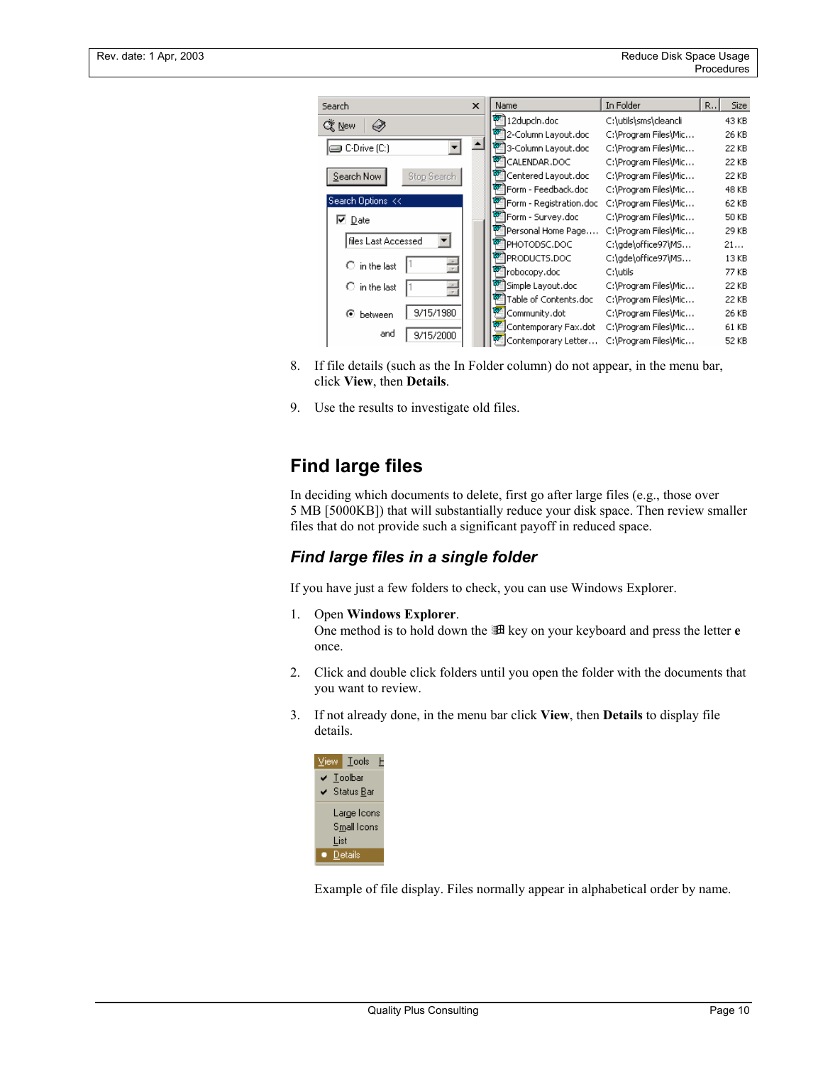8. If file details (such as the In Folder column) do not appear, in the menu bar, click **View**, then **Details**.

9. Use the results to investigate old files.

## Find large files

In deciding which documents to delete, first go after large files (e.g., those over 5 MB [5000KB]) that will substantially reduce your disk space. Then review smaller files that do not provide such a significant payoff in reduced space.

### *Find large files in a single folder*

If you have just a few folders to check, you can use Windows Explorer.

1. Open **Windows Explorer**.
   One method is to hold down the ⊞ key on your keyboard and press the letter **e** once.

2. Click and double click folders until you open the folder with the documents that you want to review.

3. If not already done, in the menu bar click **View**, then **Details** to display file details.

Example of file display. Files normally appear in alphabetical order by name.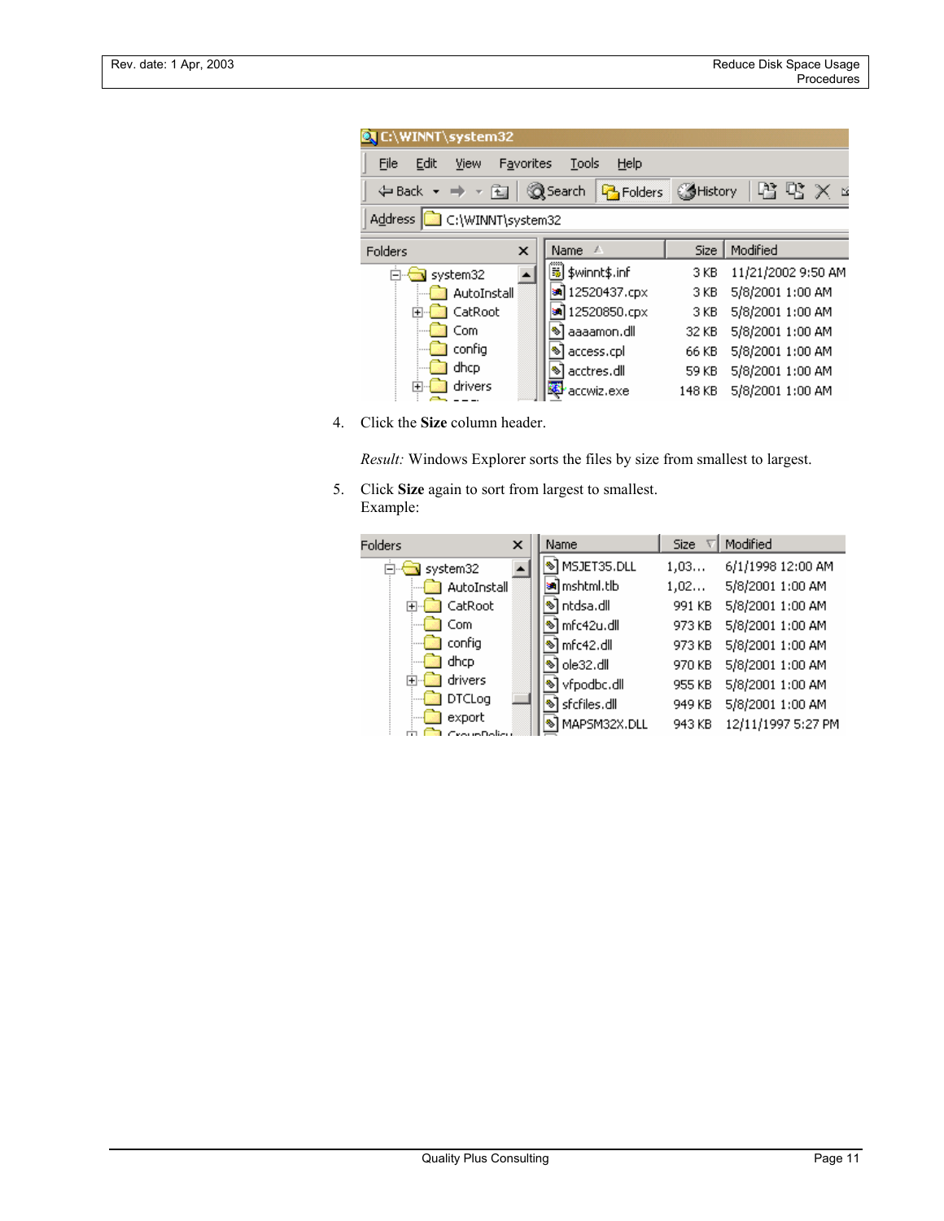4. Click the **Size** column header.

   *Result:* Windows Explorer sorts the files by size from smallest to largest.

5. Click **Size** again to sort from largest to smallest.
   Example: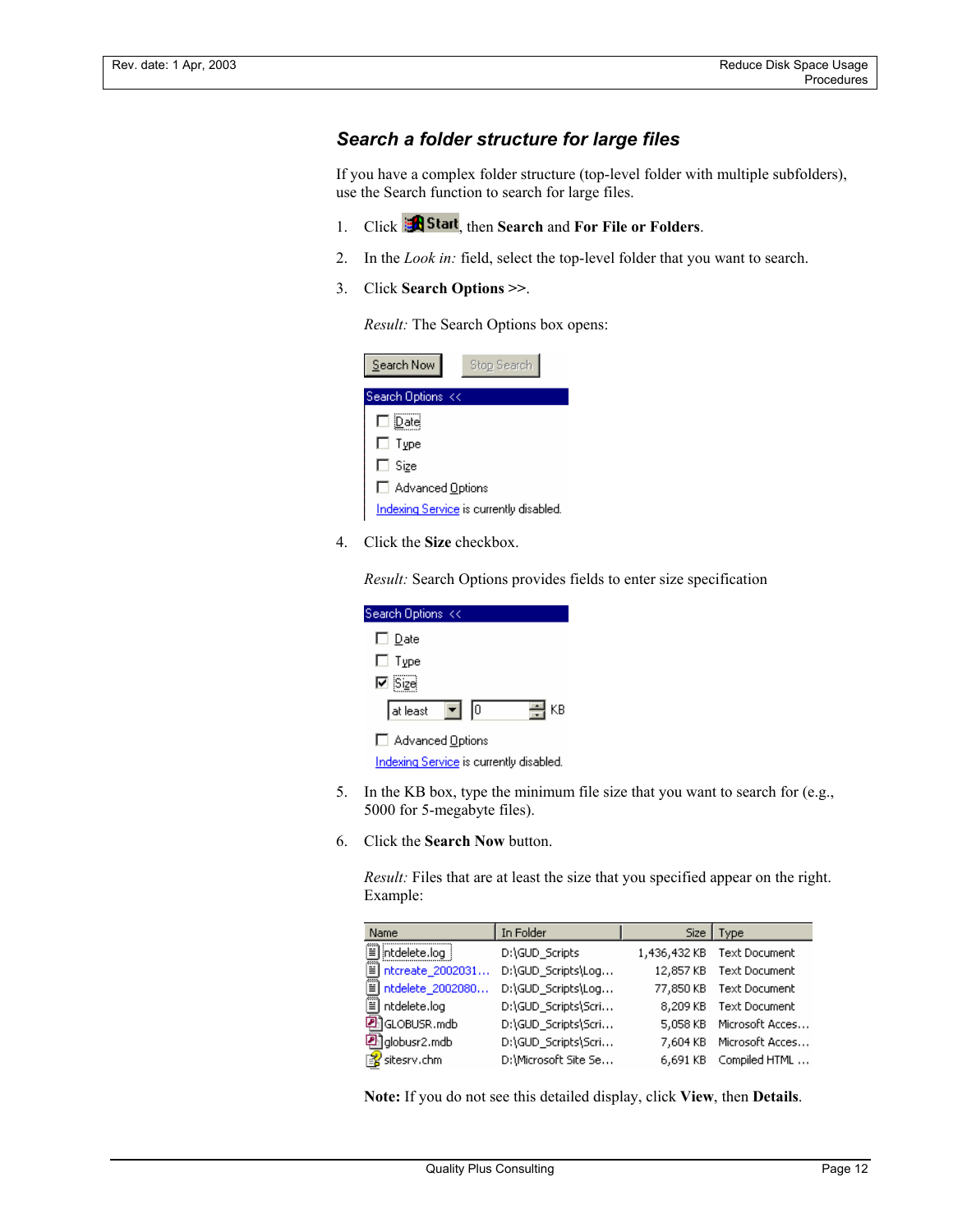## Search a folder structure for large files

If you have a complex folder structure (top-level folder with multiple subfolders), use the Search function to search for large files.

1. Click **Start**, then **Search** and **For File or Folders**.
2. In the *Look in:* field, select the top-level folder that you want to search.
3. Click **Search Options** >>.

   *Result:* The Search Options box opens:

   Search Now | Stop Search

   Search Options <<

   - ☐ Date
   - ☐ Type
   - ☐ Size
   - ☐ Advanced Options

   Indexing Service is currently disabled.

4. Click the **Size** checkbox.

   *Result:* Search Options provides fields to enter size specification

   Search Options <<

   - ☐ Date
   - ☐ Type
   - ☑ Size

     at least ▼ | 0 | KB

   - ☐ Advanced Options

   Indexing Service is currently disabled.

5. In the KB box, type the minimum file size that you want to search for (e.g., 5000 for 5-megabyte files).
6. Click the **Search Now** button.

   *Result:* Files that are at least the size that you specified appear on the right. Example:

   | Name | In Folder | Size | Type |
   |---|---|---|---|
   | ntdelete.log | D:\GUD_Scripts | 1,436,432 KB | Text Document |
   | ntcreate_2002031... | D:\GUD_Scripts\Log... | 12,857 KB | Text Document |
   | ntdelete_2002080... | D:\GUD_Scripts\Log... | 77,850 KB | Text Document |
   | ntdelete.log | D:\GUD_Scripts\Scri... | 8,209 KB | Text Document |
   | GLOBUSR.mdb | D:\GUD_Scripts\Scri... | 5,058 KB | Microsoft Acces... |
   | globusr2.mdb | D:\GUD_Scripts\Scri... | 7,604 KB | Microsoft Acces... |
   | sitesrv.chm | D:\Microsoft Site Se... | 6,691 KB | Compiled HTML ... |

   **Note:** If you do not see this detailed display, click **View**, then **Details**.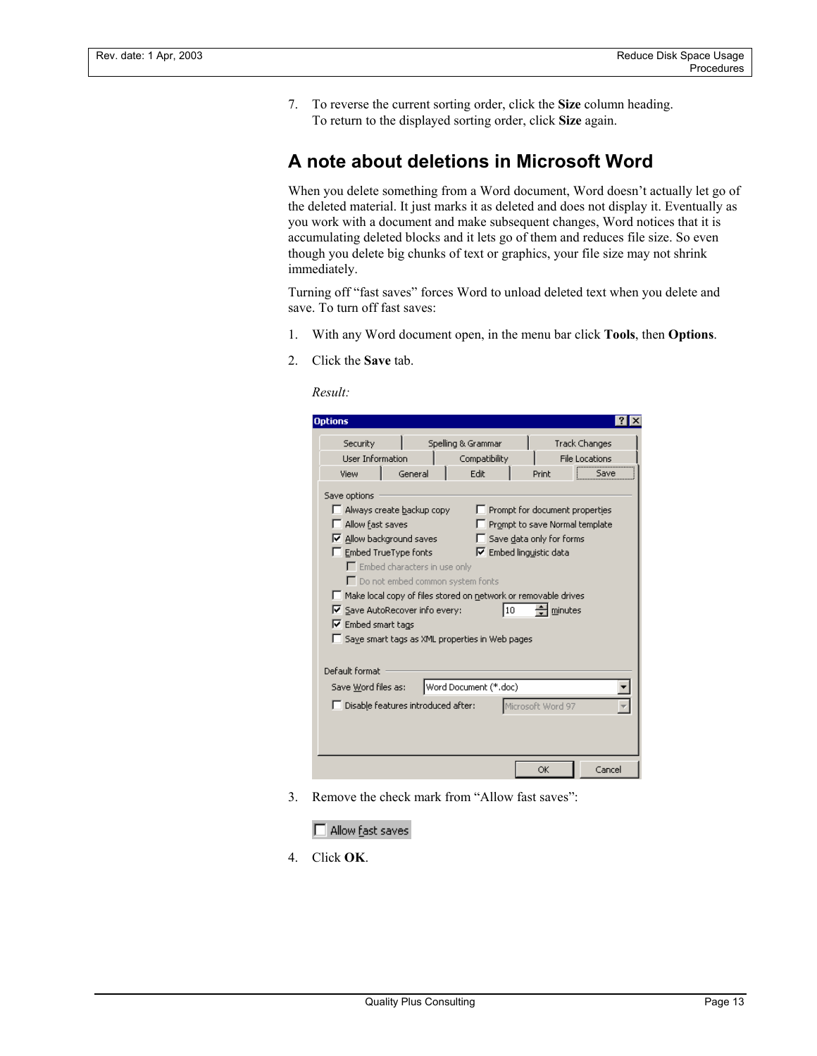7. To reverse the current sorting order, click the **Size** column heading. To return to the displayed sorting order, click **Size** again.

## A note about deletions in Microsoft Word

When you delete something from a Word document, Word doesn't actually let go of the deleted material. It just marks it as deleted and does not display it. Eventually as you work with a document and make subsequent changes, Word notices that it is accumulating deleted blocks and it lets go of them and reduces file size. So even though you delete big chunks of text or graphics, your file size may not shrink immediately.

Turning off "fast saves" forces Word to unload deleted text when you delete and save. To turn off fast saves:

1. With any Word document open, in the menu bar click **Tools**, then **Options**.

2. Click the **Save** tab.

   *Result:*

3. Remove the check mark from "Allow fast saves":

4. Click **OK**.